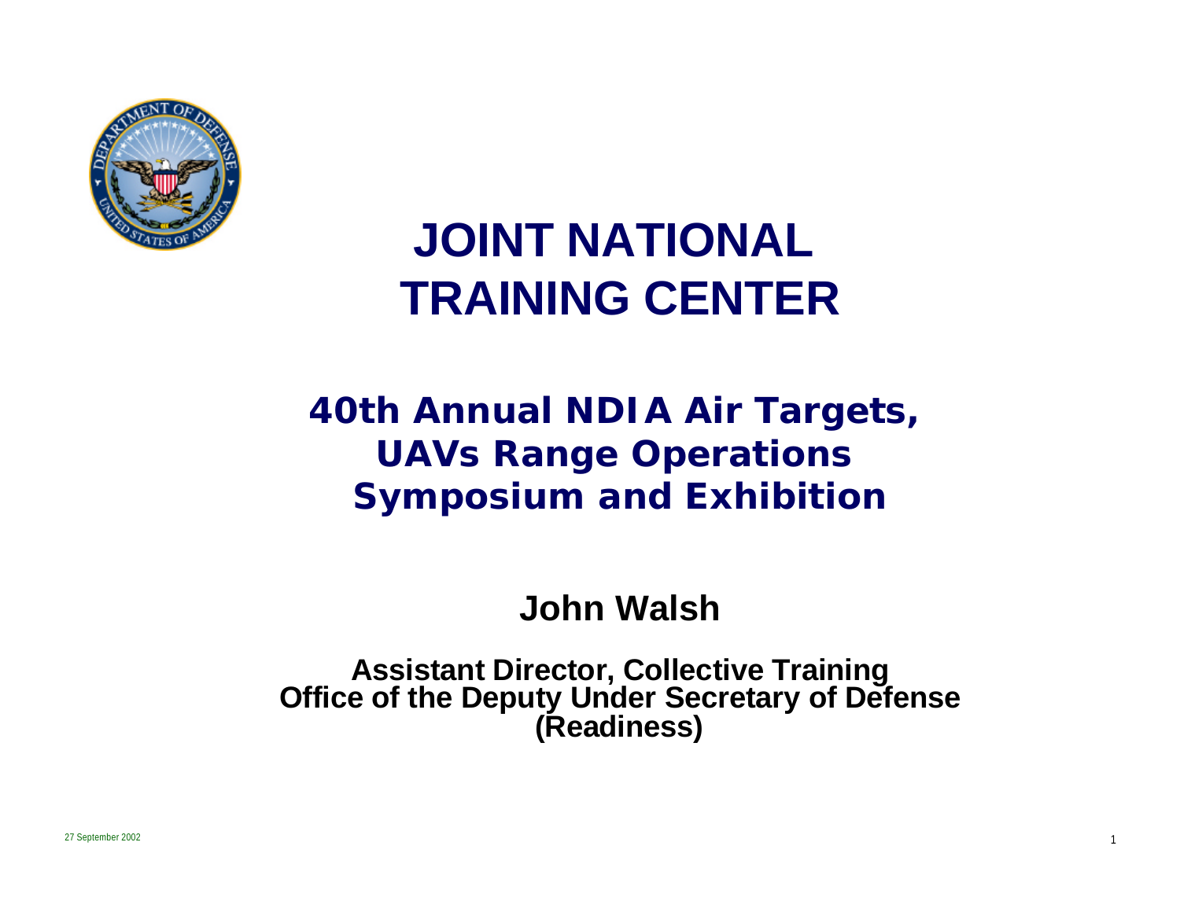# JOINT NATIONAL TRAINING CENTER

## 40th Annual NDIA Air Targets, UAVs Range Operations Symposium and Exhibition

**John Walsh**

**Assistant Director, Collective Training**
**Office of the Deputy Under Secretary of Defense (Readiness)**

27 September 2002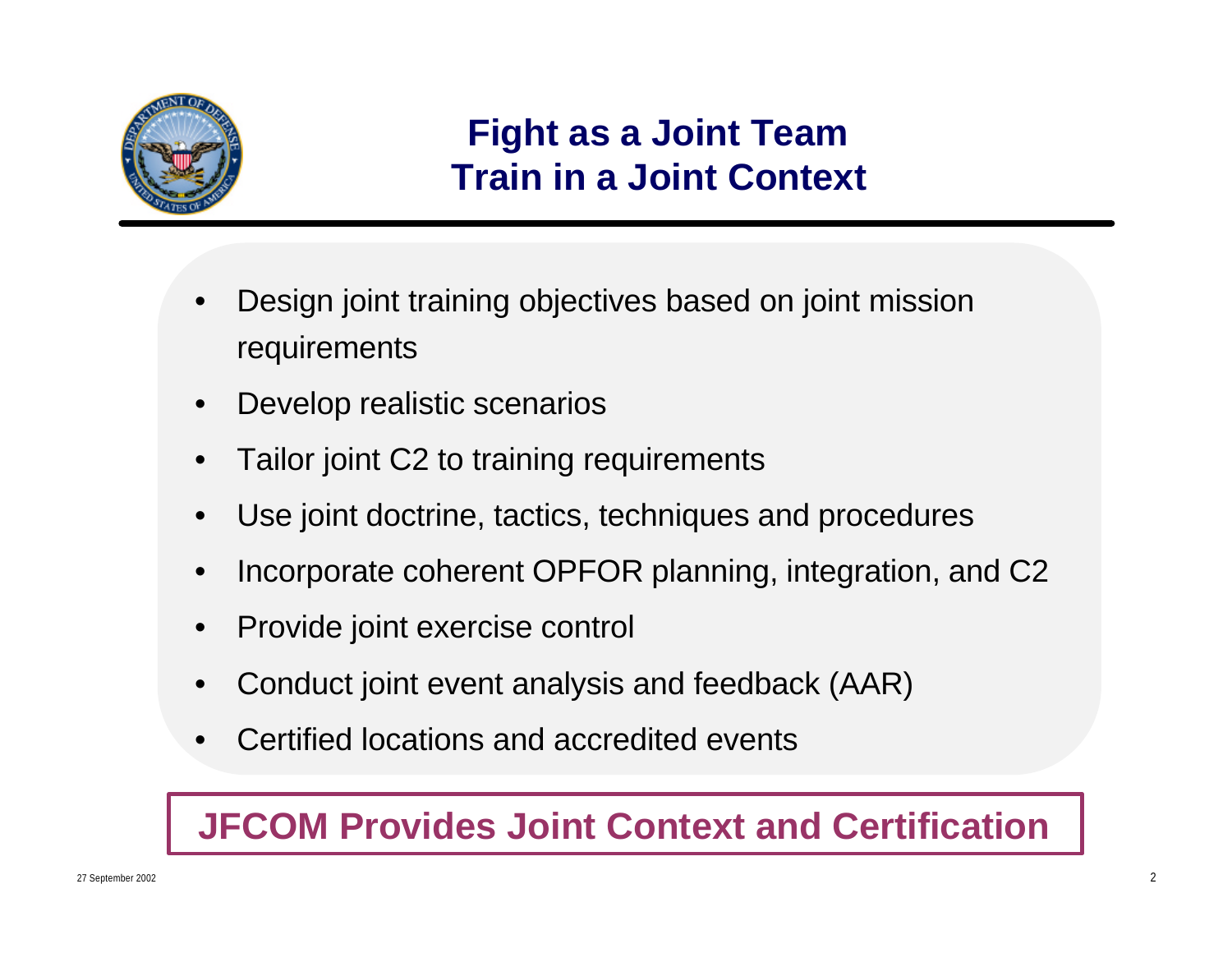# Fight as a Joint Team
# Train in a Joint Context

- Design joint training objectives based on joint mission requirements
- Develop realistic scenarios
- Tailor joint C2 to training requirements
- Use joint doctrine, tactics, techniques and procedures
- Incorporate coherent OPFOR planning, integration, and C2
- Provide joint exercise control
- Conduct joint event analysis and feedback (AAR)
- Certified locations and accredited events

**JFCOM Provides Joint Context and Certification**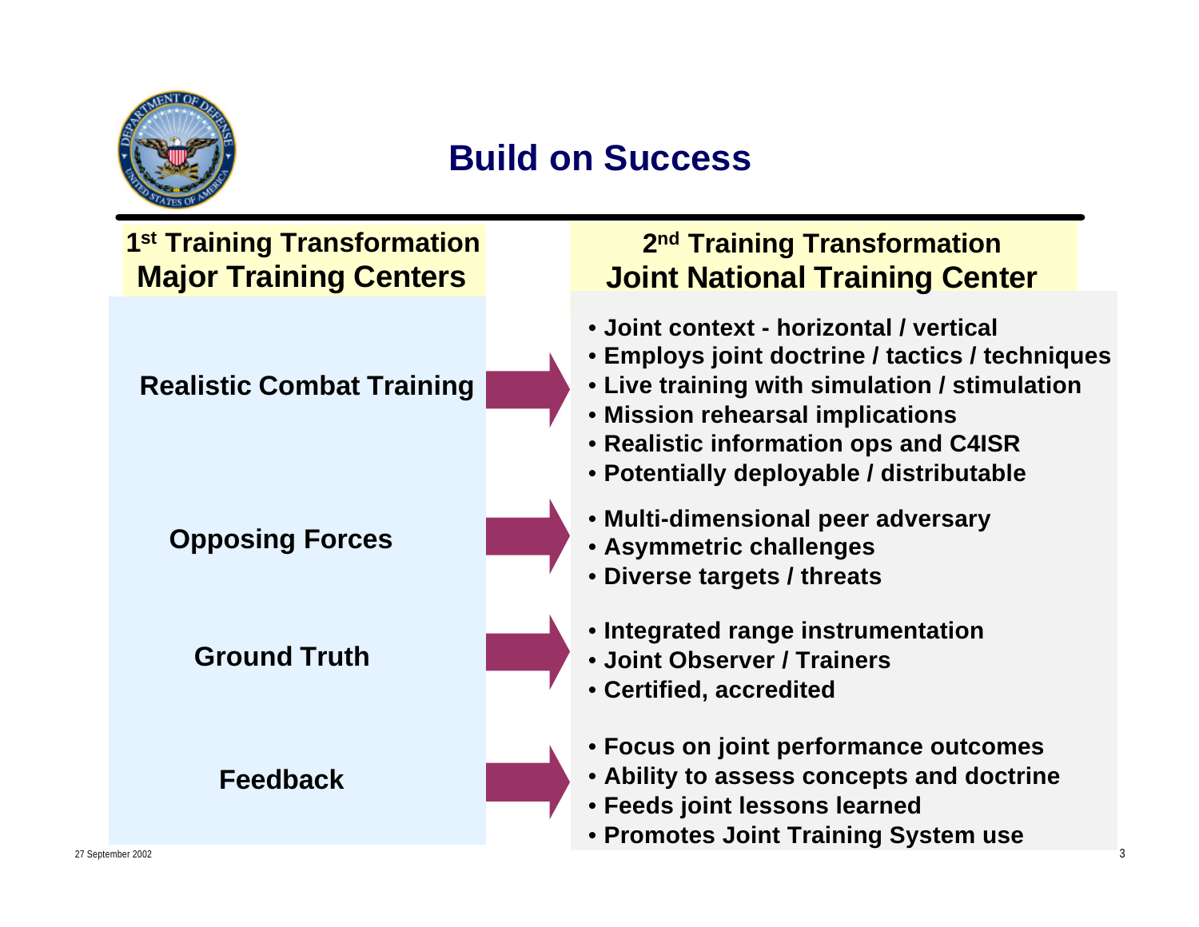# Build on Success

| 1st Training Transformation Major Training Centers | 2nd Training Transformation Joint National Training Center |
|---|---|
| Realistic Combat Training | • Joint context - horizontal / vertical<br>• Employs joint doctrine / tactics / techniques<br>• Live training with simulation / stimulation<br>• Mission rehearsal implications<br>• Realistic information ops and C4ISR<br>• Potentially deployable / distributable |
| Opposing Forces | • Multi-dimensional peer adversary<br>• Asymmetric challenges<br>• Diverse targets / threats |
| Ground Truth | • Integrated range instrumentation<br>• Joint Observer / Trainers<br>• Certified, accredited |
| Feedback | • Focus on joint performance outcomes<br>• Ability to assess concepts and doctrine<br>• Feeds joint lessons learned<br>• Promotes Joint Training System use |

27 September 2002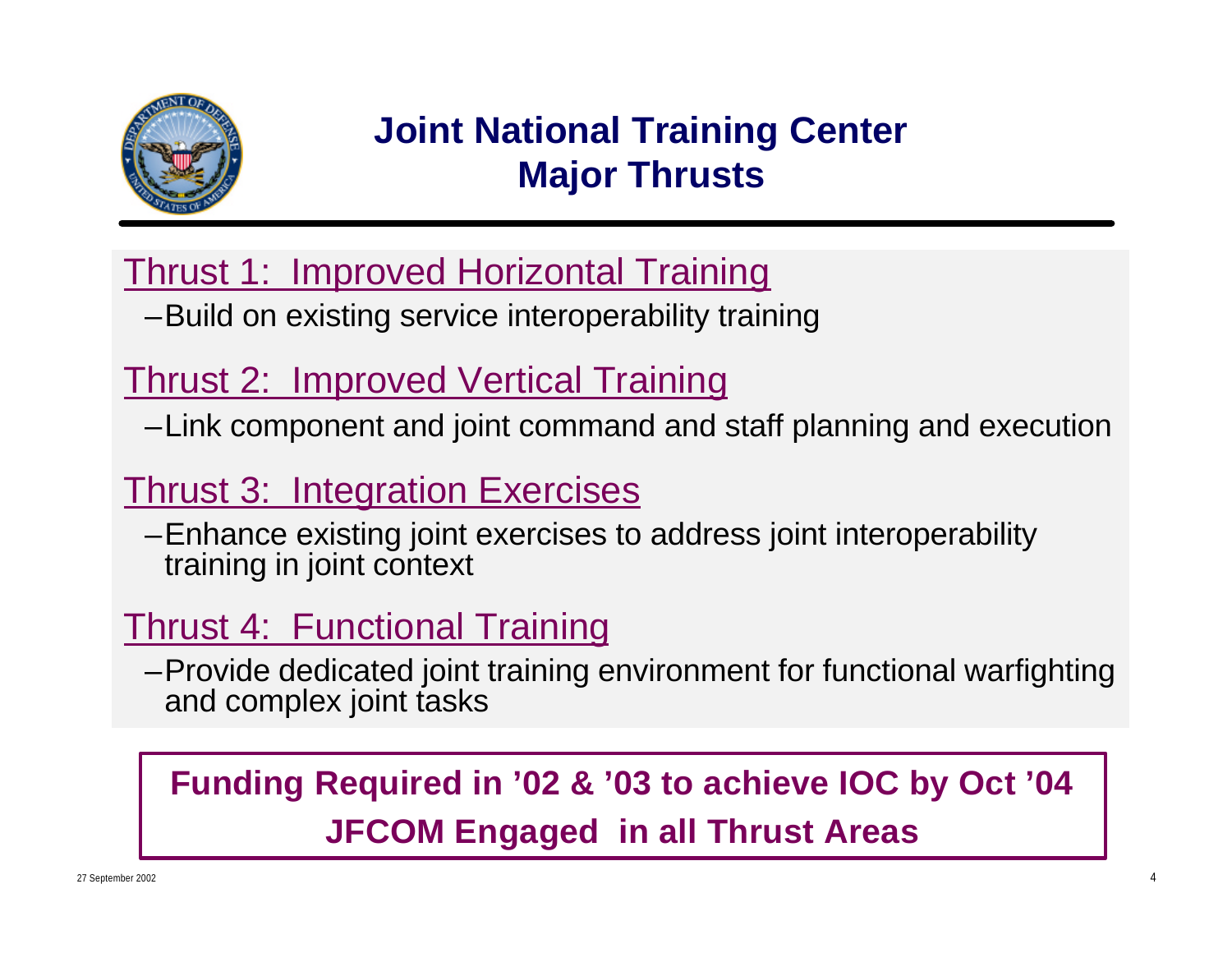# Joint National Training Center
## Major Thrusts

Thrust 1: Improved Horizontal Training

- Build on existing service interoperability training

Thrust 2: Improved Vertical Training

- Link component and joint command and staff planning and execution

Thrust 3: Integration Exercises

- Enhance existing joint exercises to address joint interoperability training in joint context

Thrust 4: Functional Training

- Provide dedicated joint training environment for functional warfighting and complex joint tasks

**Funding Required in '02 & '03 to achieve IOC by Oct '04**

**JFCOM Engaged in all Thrust Areas**

27 September 2002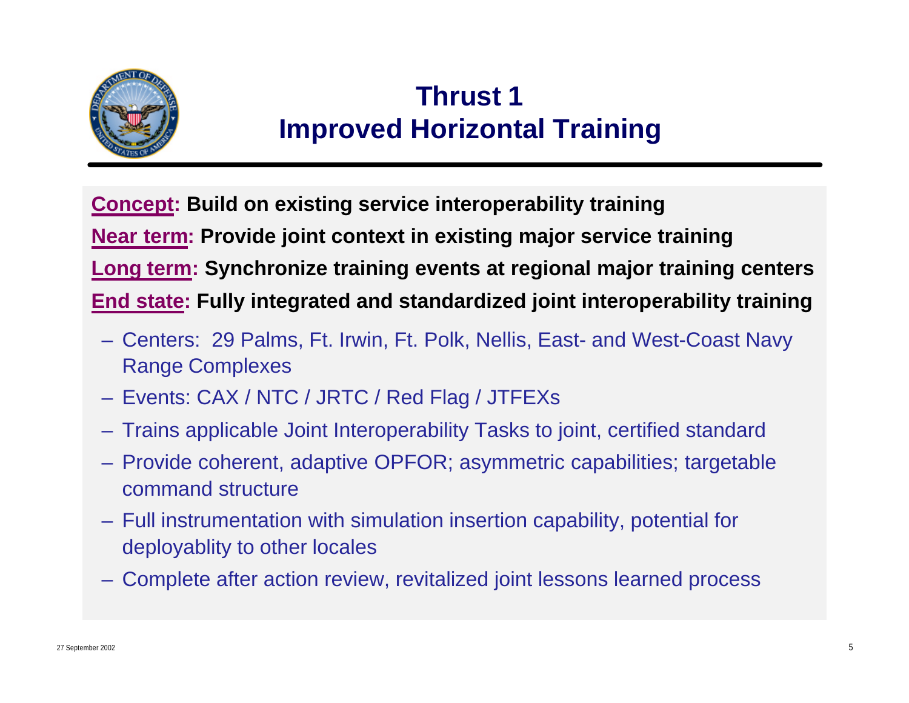# Thrust 1
# Improved Horizontal Training

**Concept:** **Build on existing service interoperability training**

**Near term:** **Provide joint context in existing major service training**

**Long term:** **Synchronize training events at regional major training centers**

**End state:** **Fully integrated and standardized joint interoperability training**

- Centers: 29 Palms, Ft. Irwin, Ft. Polk, Nellis, East- and West-Coast Navy Range Complexes
- Events: CAX / NTC / JRTC / Red Flag / JTFEXs
- Trains applicable Joint Interoperability Tasks to joint, certified standard
- Provide coherent, adaptive OPFOR; asymmetric capabilities; targetable command structure
- Full instrumentation with simulation insertion capability, potential for deployablity to other locales
- Complete after action review, revitalized joint lessons learned process

27 September 2002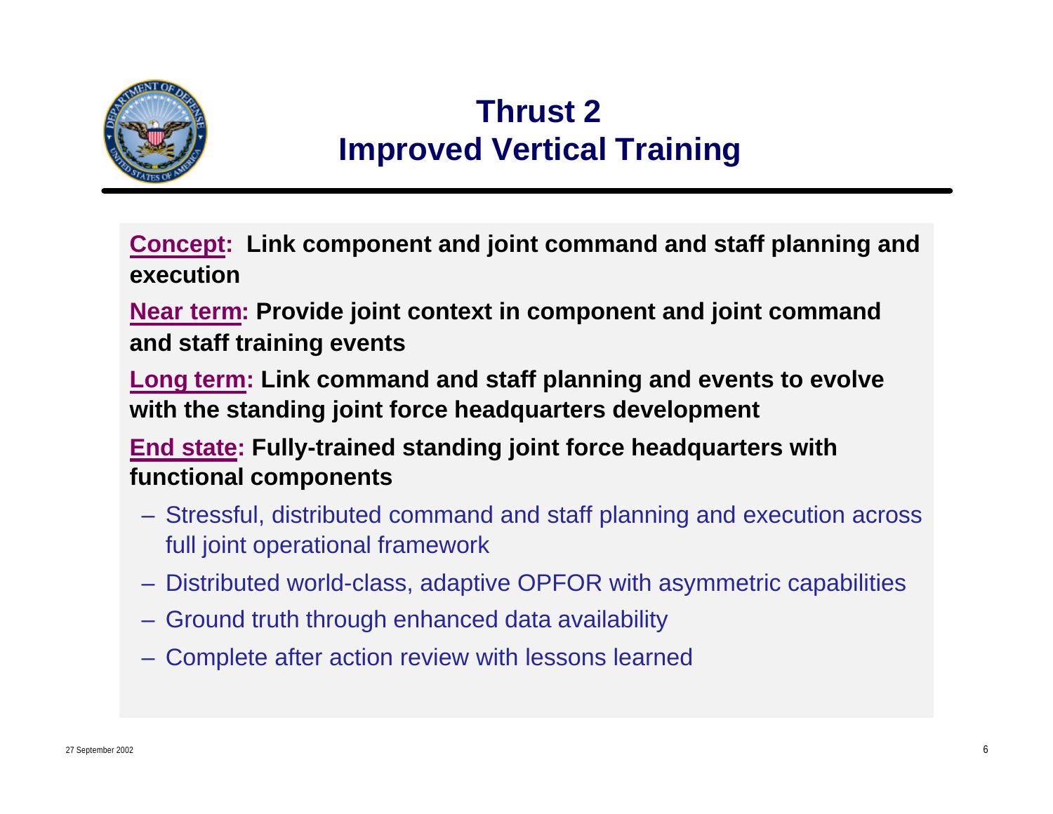# Thrust 2
# Improved Vertical Training

**Concept:** **Link component and joint command and staff planning and execution**

**Near term:** **Provide joint context in component and joint command and staff training events**

**Long term:** **Link command and staff planning and events to evolve with the standing joint force headquarters development**

**End state:** **Fully-trained standing joint force headquarters with functional components**

- Stressful, distributed command and staff planning and execution across full joint operational framework
- Distributed world-class, adaptive OPFOR with asymmetric capabilities
- Ground truth through enhanced data availability
- Complete after action review with lessons learned

27 September 2002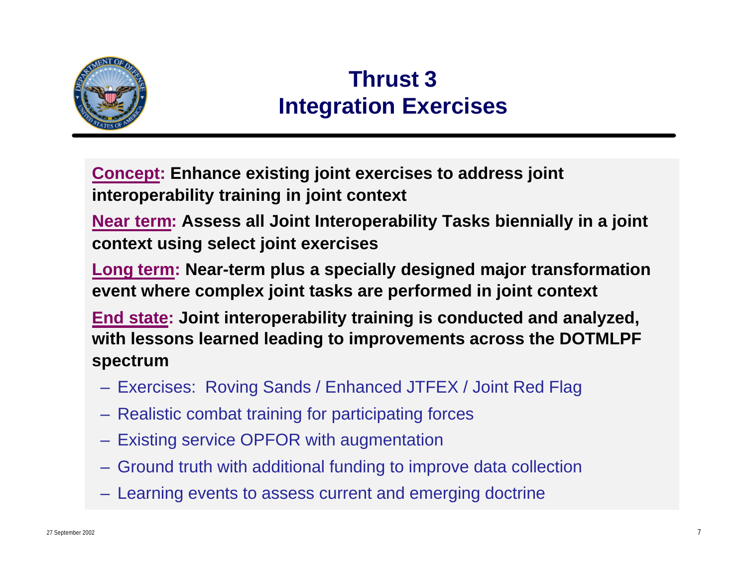# Thrust 3
# Integration Exercises

**Concept:** **Enhance existing joint exercises to address joint interoperability training in joint context**

**Near term:** **Assess all Joint Interoperability Tasks biennially in a joint context using select joint exercises**

**Long term:** **Near-term plus a specially designed major transformation event where complex joint tasks are performed in joint context**

**End state:** **Joint interoperability training is conducted and analyzed, with lessons learned leading to improvements across the DOTMLPF spectrum**

- Exercises: Roving Sands / Enhanced JTFEX / Joint Red Flag
- Realistic combat training for participating forces
- Existing service OPFOR with augmentation
- Ground truth with additional funding to improve data collection
- Learning events to assess current and emerging doctrine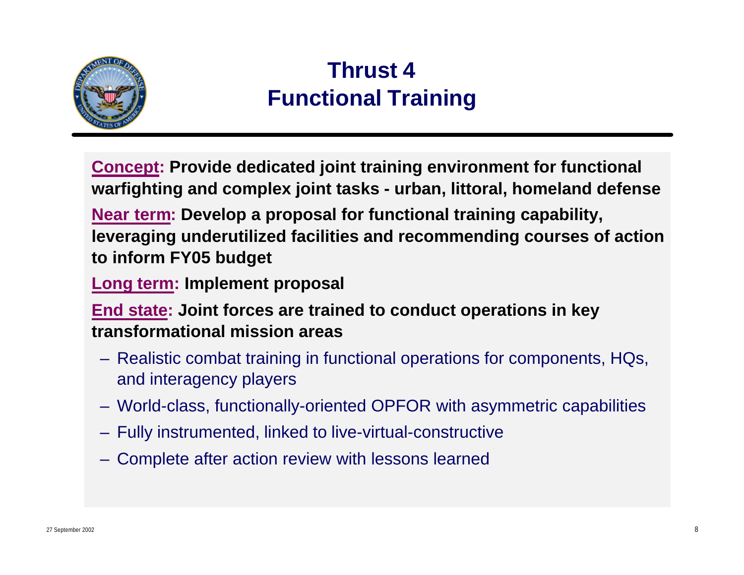# Thrust 4
# Functional Training

**Concept: Provide dedicated joint training environment for functional warfighting and complex joint tasks - urban, littoral, homeland defense**

**Near term: Develop a proposal for functional training capability, leveraging underutilized facilities and recommending courses of action to inform FY05 budget**

**Long term: Implement proposal**

**End state: Joint forces are trained to conduct operations in key transformational mission areas**

- Realistic combat training in functional operations for components, HQs, and interagency players
- World-class, functionally-oriented OPFOR with asymmetric capabilities
- Fully instrumented, linked to live-virtual-constructive
- Complete after action review with lessons learned

27 September 2002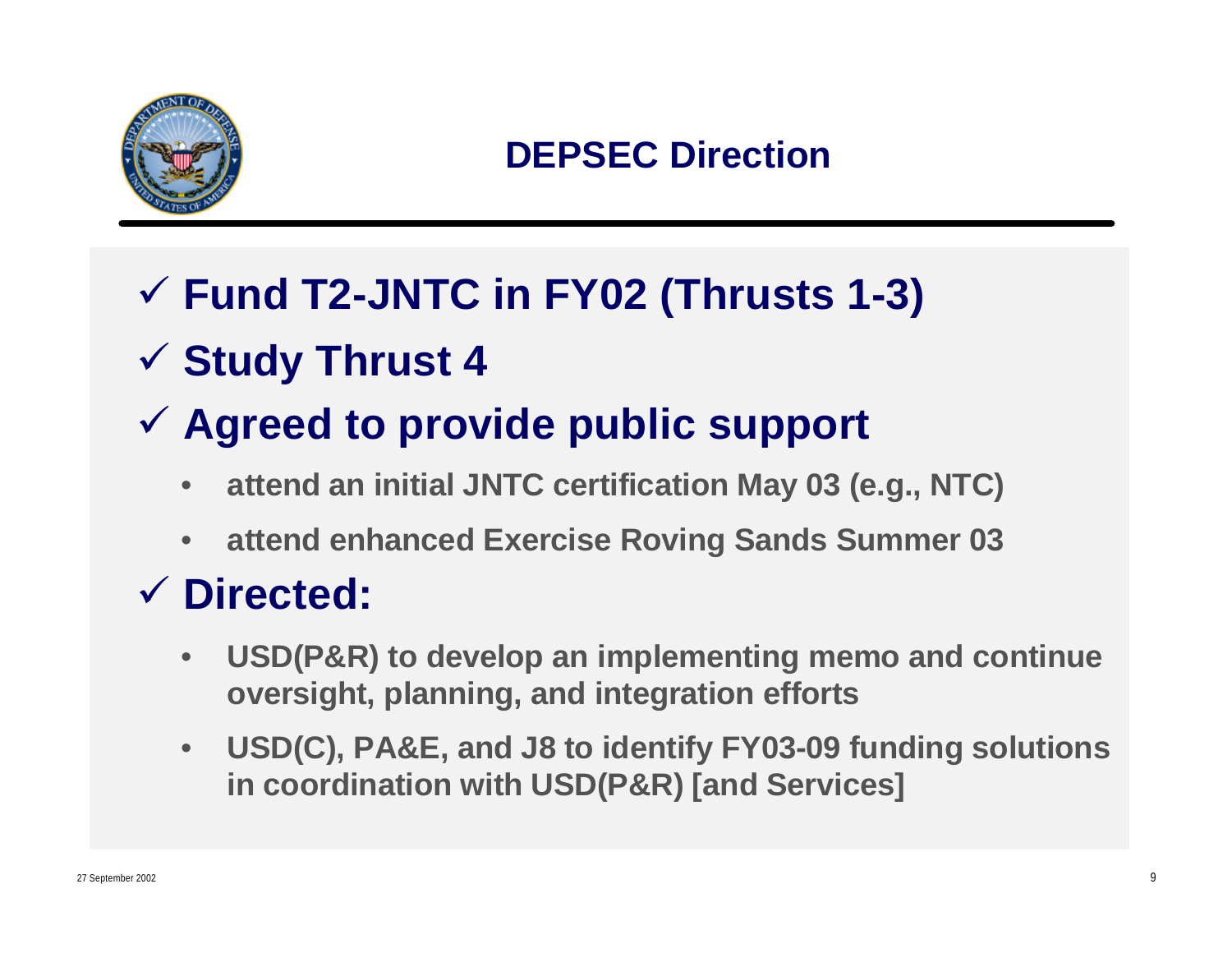# DEPSEC Direction

- ✓ **Fund T2-JNTC in FY02 (Thrusts 1-3)**
- ✓ **Study Thrust 4**
- ✓ **Agreed to provide public support**
  - **attend an initial JNTC certification May 03 (e.g., NTC)**
  - **attend enhanced Exercise Roving Sands Summer 03**
- ✓ **Directed:**
  - **USD(P&R) to develop an implementing memo and continue oversight, planning, and integration efforts**
  - **USD(C), PA&E, and J8 to identify FY03-09 funding solutions in coordination with USD(P&R) [and Services]**

27 September 2002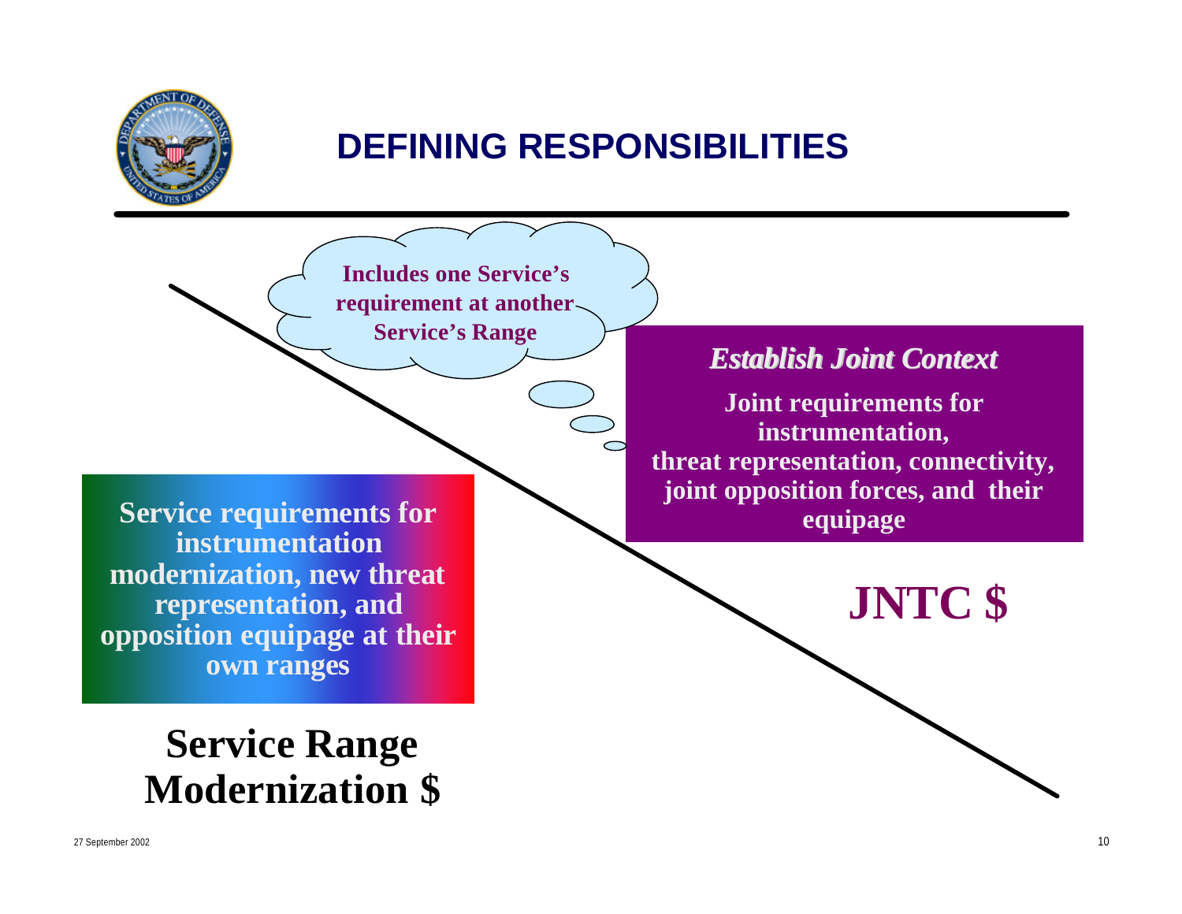# DEFINING RESPONSIBILITIES

Includes one Service's requirement at another Service's Range

***Establish Joint Context***

**Joint requirements for instrumentation, threat representation, connectivity, joint opposition forces, and their equipage**

**JNTC $**

**Service requirements for instrumentation modernization, new threat representation, and opposition equipage at their own ranges**

**Service Range Modernization $**

27 September 2002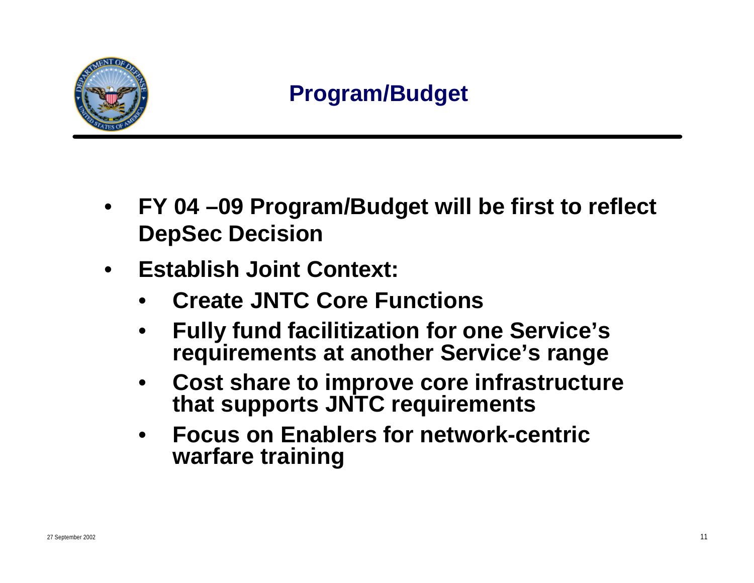# Program/Budget

- FY 04 –09 Program/Budget will be first to reflect DepSec Decision
- Establish Joint Context:
  - Create JNTC Core Functions
  - Fully fund facilitization for one Service's requirements at another Service's range
  - Cost share to improve core infrastructure that supports JNTC requirements
  - Focus on Enablers for network-centric warfare training

27 September 2002